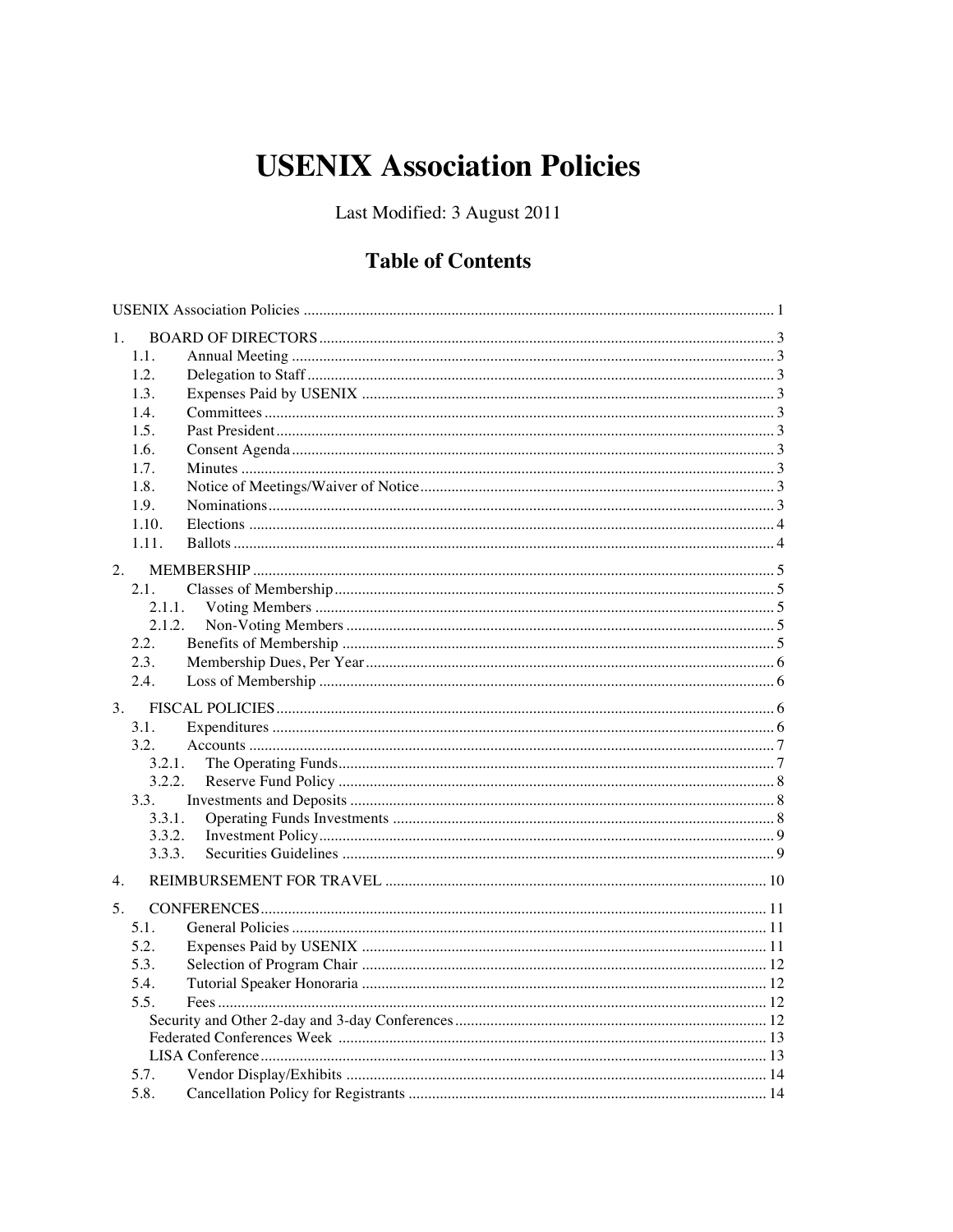# USENIX Association Policies

Last Modified: 3 August 2011

## Table of Contents

USENIX Association Policies ........................................................ 1

1. BOARD OF DIRECTORS ........................................................ 3
   - 1.1. Annual Meeting ........................................................ 3
   - 1.2. Delegation to Staff ........................................................ 3
   - 1.3. Expenses Paid by USENIX ........................................................ 3
   - 1.4. Committees ........................................................ 3
   - 1.5. Past President ........................................................ 3
   - 1.6. Consent Agenda ........................................................ 3
   - 1.7. Minutes ........................................................ 3
   - 1.8. Notice of Meetings/Waiver of Notice ........................................................ 3
   - 1.9. Nominations ........................................................ 3
   - 1.10. Elections ........................................................ 4
   - 1.11. Ballots ........................................................ 4
2. MEMBERSHIP ........................................................ 5
   - 2.1. Classes of Membership ........................................................ 5
     - 2.1.1. Voting Members ........................................................ 5
     - 2.1.2. Non-Voting Members ........................................................ 5
   - 2.2. Benefits of Membership ........................................................ 5
   - 2.3. Membership Dues, Per Year ........................................................ 6
   - 2.4. Loss of Membership ........................................................ 6
3. FISCAL POLICIES ........................................................ 6
   - 3.1. Expenditures ........................................................ 6
   - 3.2. Accounts ........................................................ 7
     - 3.2.1. The Operating Funds ........................................................ 7
     - 3.2.2. Reserve Fund Policy ........................................................ 8
   - 3.3. Investments and Deposits ........................................................ 8
     - 3.3.1. Operating Funds Investments ........................................................ 8
     - 3.3.2. Investment Policy ........................................................ 9
     - 3.3.3. Securities Guidelines ........................................................ 9
4. REIMBURSEMENT FOR TRAVEL ........................................................ 10
5. CONFERENCES ........................................................ 11
   - 5.1. General Policies ........................................................ 11
   - 5.2. Expenses Paid by USENIX ........................................................ 11
   - 5.3. Selection of Program Chair ........................................................ 12
   - 5.4. Tutorial Speaker Honoraria ........................................................ 12
   - 5.5. Fees ........................................................ 12
     - Security and Other 2-day and 3-day Conferences ........................................................ 12
     - Federated Conferences Week ........................................................ 13
     - LISA Conference ........................................................ 13
   - 5.7. Vendor Display/Exhibits ........................................................ 14
   - 5.8. Cancellation Policy for Registrants ........................................................ 14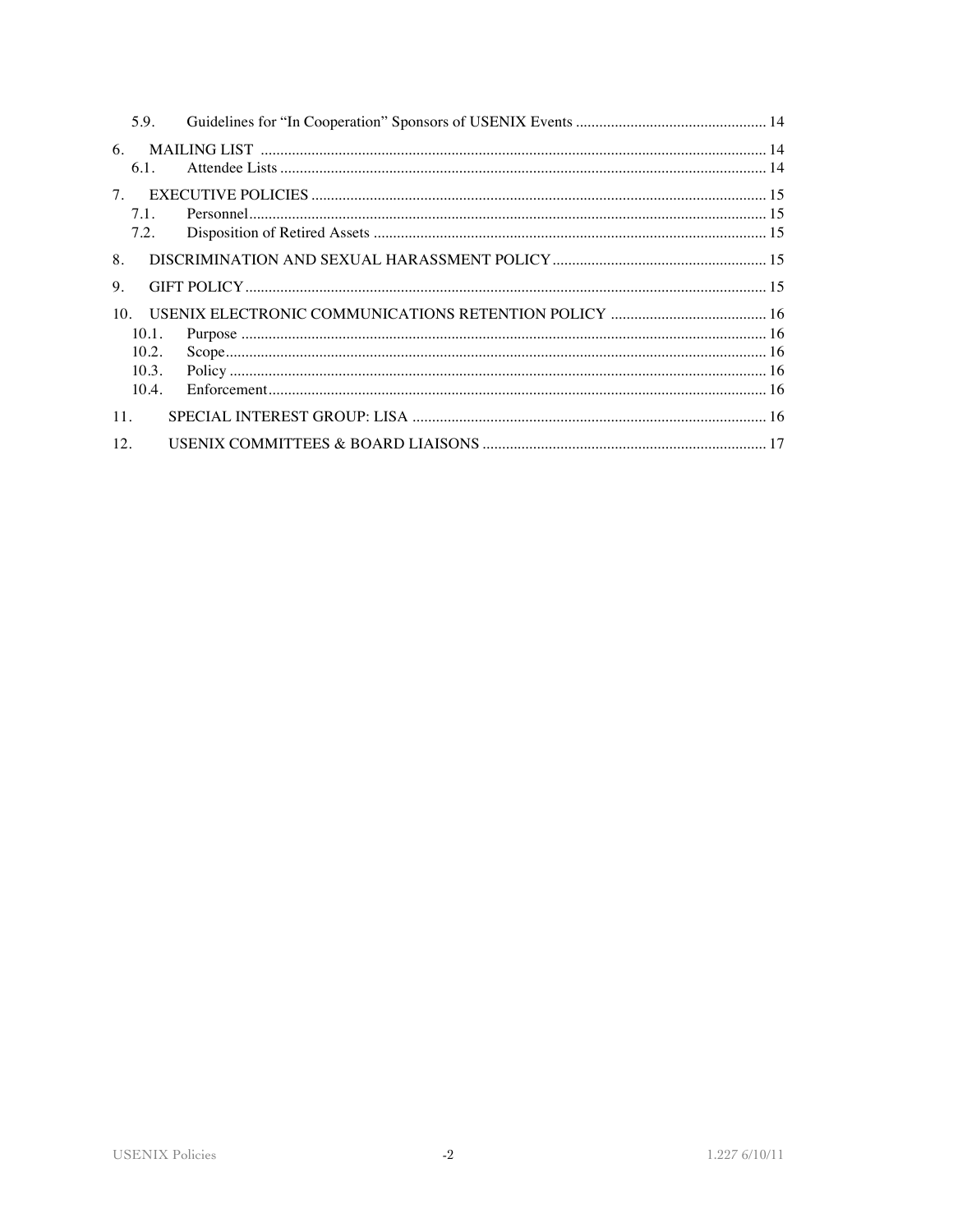5.9. Guidelines for "In Cooperation" Sponsors of USENIX Events ........ 14

6. MAILING LIST ........ 14
   6.1. Attendee Lists ........ 14

7. EXECUTIVE POLICIES ........ 15
   7.1. Personnel ........ 15
   7.2. Disposition of Retired Assets ........ 15

8. DISCRIMINATION AND SEXUAL HARASSMENT POLICY ........ 15

9. GIFT POLICY ........ 15

10. USENIX ELECTRONIC COMMUNICATIONS RETENTION POLICY ........ 16
   10.1. Purpose ........ 16
   10.2. Scope ........ 16
   10.3. Policy ........ 16
   10.4. Enforcement ........ 16

11. SPECIAL INTEREST GROUP: LISA ........ 16

12. USENIX COMMITTEES & BOARD LIAISONS ........ 17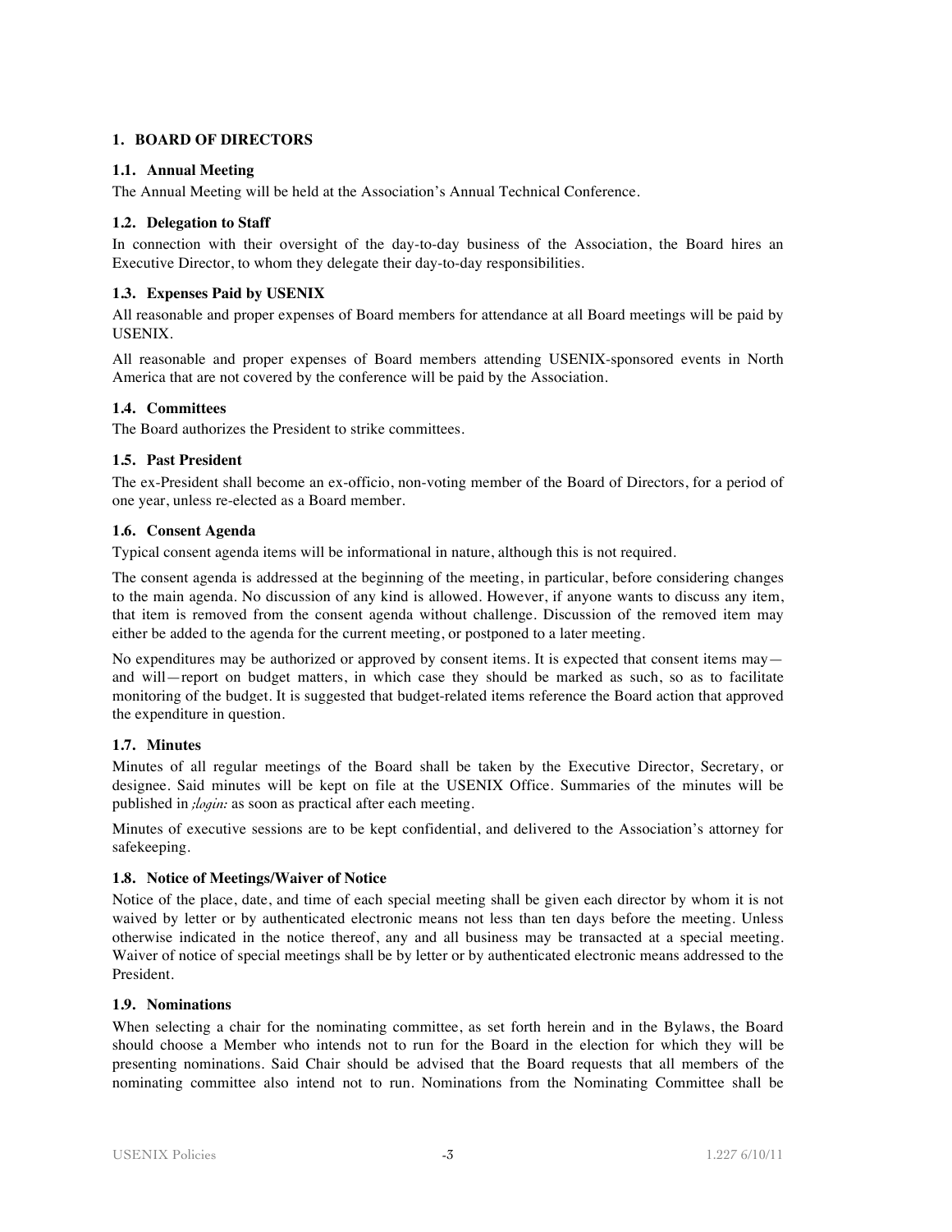## 1. BOARD OF DIRECTORS

### 1.1. Annual Meeting

The Annual Meeting will be held at the Association's Annual Technical Conference.

### 1.2. Delegation to Staff

In connection with their oversight of the day-to-day business of the Association, the Board hires an Executive Director, to whom they delegate their day-to-day responsibilities.

### 1.3. Expenses Paid by USENIX

All reasonable and proper expenses of Board members for attendance at all Board meetings will be paid by USENIX.

All reasonable and proper expenses of Board members attending USENIX-sponsored events in North America that are not covered by the conference will be paid by the Association.

### 1.4. Committees

The Board authorizes the President to strike committees.

### 1.5. Past President

The ex-President shall become an ex-officio, non-voting member of the Board of Directors, for a period of one year, unless re-elected as a Board member.

### 1.6. Consent Agenda

Typical consent agenda items will be informational in nature, although this is not required.

The consent agenda is addressed at the beginning of the meeting, in particular, before considering changes to the main agenda. No discussion of any kind is allowed. However, if anyone wants to discuss any item, that item is removed from the consent agenda without challenge. Discussion of the removed item may either be added to the agenda for the current meeting, or postponed to a later meeting.

No expenditures may be authorized or approved by consent items. It is expected that consent items may—and will—report on budget matters, in which case they should be marked as such, so as to facilitate monitoring of the budget. It is suggested that budget-related items reference the Board action that approved the expenditure in question.

### 1.7. Minutes

Minutes of all regular meetings of the Board shall be taken by the Executive Director, Secretary, or designee. Said minutes will be kept on file at the USENIX Office. Summaries of the minutes will be published in *;login:* as soon as practical after each meeting.

Minutes of executive sessions are to be kept confidential, and delivered to the Association's attorney for safekeeping.

### 1.8. Notice of Meetings/Waiver of Notice

Notice of the place, date, and time of each special meeting shall be given each director by whom it is not waived by letter or by authenticated electronic means not less than ten days before the meeting. Unless otherwise indicated in the notice thereof, any and all business may be transacted at a special meeting. Waiver of notice of special meetings shall be by letter or by authenticated electronic means addressed to the President.

### 1.9. Nominations

When selecting a chair for the nominating committee, as set forth herein and in the Bylaws, the Board should choose a Member who intends not to run for the Board in the election for which they will be presenting nominations. Said Chair should be advised that the Board requests that all members of the nominating committee also intend not to run. Nominations from the Nominating Committee shall be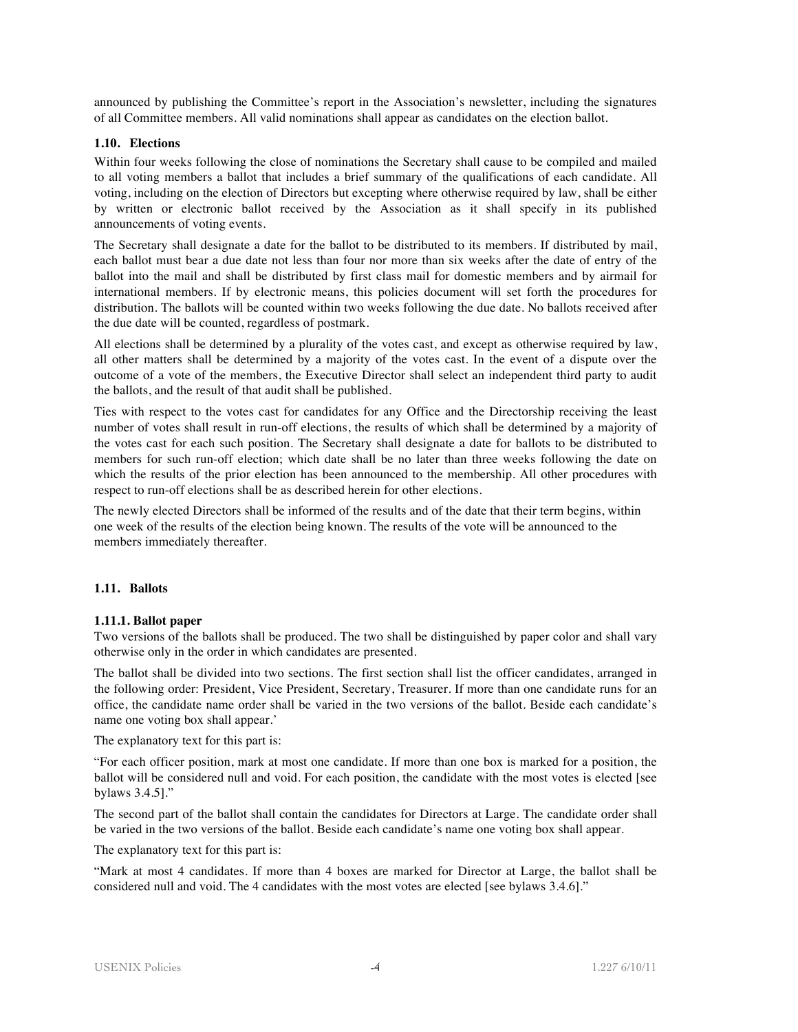announced by publishing the Committee's report in the Association's newsletter, including the signatures of all Committee members. All valid nominations shall appear as candidates on the election ballot.

### 1.10. Elections

Within four weeks following the close of nominations the Secretary shall cause to be compiled and mailed to all voting members a ballot that includes a brief summary of the qualifications of each candidate. All voting, including on the election of Directors but excepting where otherwise required by law, shall be either by written or electronic ballot received by the Association as it shall specify in its published announcements of voting events.

The Secretary shall designate a date for the ballot to be distributed to its members. If distributed by mail, each ballot must bear a due date not less than four nor more than six weeks after the date of entry of the ballot into the mail and shall be distributed by first class mail for domestic members and by airmail for international members. If by electronic means, this policies document will set forth the procedures for distribution. The ballots will be counted within two weeks following the due date. No ballots received after the due date will be counted, regardless of postmark.

All elections shall be determined by a plurality of the votes cast, and except as otherwise required by law, all other matters shall be determined by a majority of the votes cast. In the event of a dispute over the outcome of a vote of the members, the Executive Director shall select an independent third party to audit the ballots, and the result of that audit shall be published.

Ties with respect to the votes cast for candidates for any Office and the Directorship receiving the least number of votes shall result in run-off elections, the results of which shall be determined by a majority of the votes cast for each such position. The Secretary shall designate a date for ballots to be distributed to members for such run-off election; which date shall be no later than three weeks following the date on which the results of the prior election has been announced to the membership. All other procedures with respect to run-off elections shall be as described herein for other elections.

The newly elected Directors shall be informed of the results and of the date that their term begins, within one week of the results of the election being known. The results of the vote will be announced to the members immediately thereafter.

### 1.11. Ballots

#### 1.11.1. Ballot paper

Two versions of the ballots shall be produced. The two shall be distinguished by paper color and shall vary otherwise only in the order in which candidates are presented.

The ballot shall be divided into two sections. The first section shall list the officer candidates, arranged in the following order: President, Vice President, Secretary, Treasurer. If more than one candidate runs for an office, the candidate name order shall be varied in the two versions of the ballot. Beside each candidate's name one voting box shall appear.'

The explanatory text for this part is:

"For each officer position, mark at most one candidate. If more than one box is marked for a position, the ballot will be considered null and void. For each position, the candidate with the most votes is elected [see bylaws 3.4.5]."

The second part of the ballot shall contain the candidates for Directors at Large. The candidate order shall be varied in the two versions of the ballot. Beside each candidate's name one voting box shall appear.

The explanatory text for this part is:

"Mark at most 4 candidates. If more than 4 boxes are marked for Director at Large, the ballot shall be considered null and void. The 4 candidates with the most votes are elected [see bylaws 3.4.6]."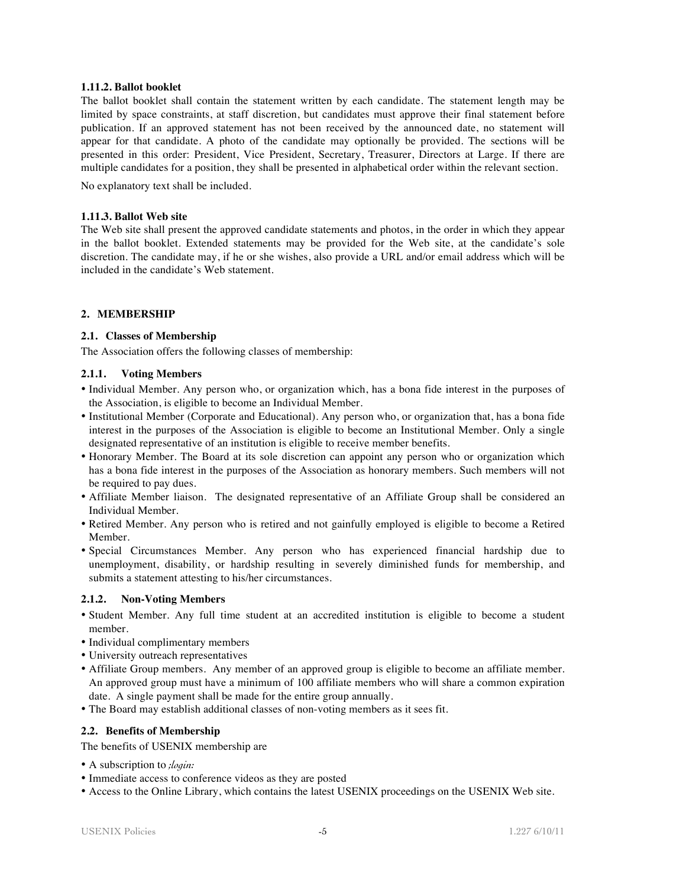**1.11.2. Ballot booklet**

The ballot booklet shall contain the statement written by each candidate. The statement length may be limited by space constraints, at staff discretion, but candidates must approve their final statement before publication. If an approved statement has not been received by the announced date, no statement will appear for that candidate. A photo of the candidate may optionally be provided. The sections will be presented in this order: President, Vice President, Secretary, Treasurer, Directors at Large. If there are multiple candidates for a position, they shall be presented in alphabetical order within the relevant section.

No explanatory text shall be included.

**1.11.3. Ballot Web site**

The Web site shall present the approved candidate statements and photos, in the order in which they appear in the ballot booklet. Extended statements may be provided for the Web site, at the candidate's sole discretion. The candidate may, if he or she wishes, also provide a URL and/or email address which will be included in the candidate's Web statement.

## 2. MEMBERSHIP

### 2.1. Classes of Membership

The Association offers the following classes of membership:

#### 2.1.1. Voting Members

- Individual Member. Any person who, or organization which, has a bona fide interest in the purposes of the Association, is eligible to become an Individual Member.
- Institutional Member (Corporate and Educational). Any person who, or organization that, has a bona fide interest in the purposes of the Association is eligible to become an Institutional Member. Only a single designated representative of an institution is eligible to receive member benefits.
- Honorary Member. The Board at its sole discretion can appoint any person who or organization which has a bona fide interest in the purposes of the Association as honorary members. Such members will not be required to pay dues.
- Affiliate Member liaison. The designated representative of an Affiliate Group shall be considered an Individual Member.
- Retired Member. Any person who is retired and not gainfully employed is eligible to become a Retired Member.
- Special Circumstances Member. Any person who has experienced financial hardship due to unemployment, disability, or hardship resulting in severely diminished funds for membership, and submits a statement attesting to his/her circumstances.

#### 2.1.2. Non-Voting Members

- Student Member. Any full time student at an accredited institution is eligible to become a student member.
- Individual complimentary members
- University outreach representatives
- Affiliate Group members. Any member of an approved group is eligible to become an affiliate member. An approved group must have a minimum of 100 affiliate members who will share a common expiration date. A single payment shall be made for the entire group annually.
- The Board may establish additional classes of non-voting members as it sees fit.

### 2.2. Benefits of Membership

The benefits of USENIX membership are

- A subscription to *;login:*
- Immediate access to conference videos as they are posted
- Access to the Online Library, which contains the latest USENIX proceedings on the USENIX Web site.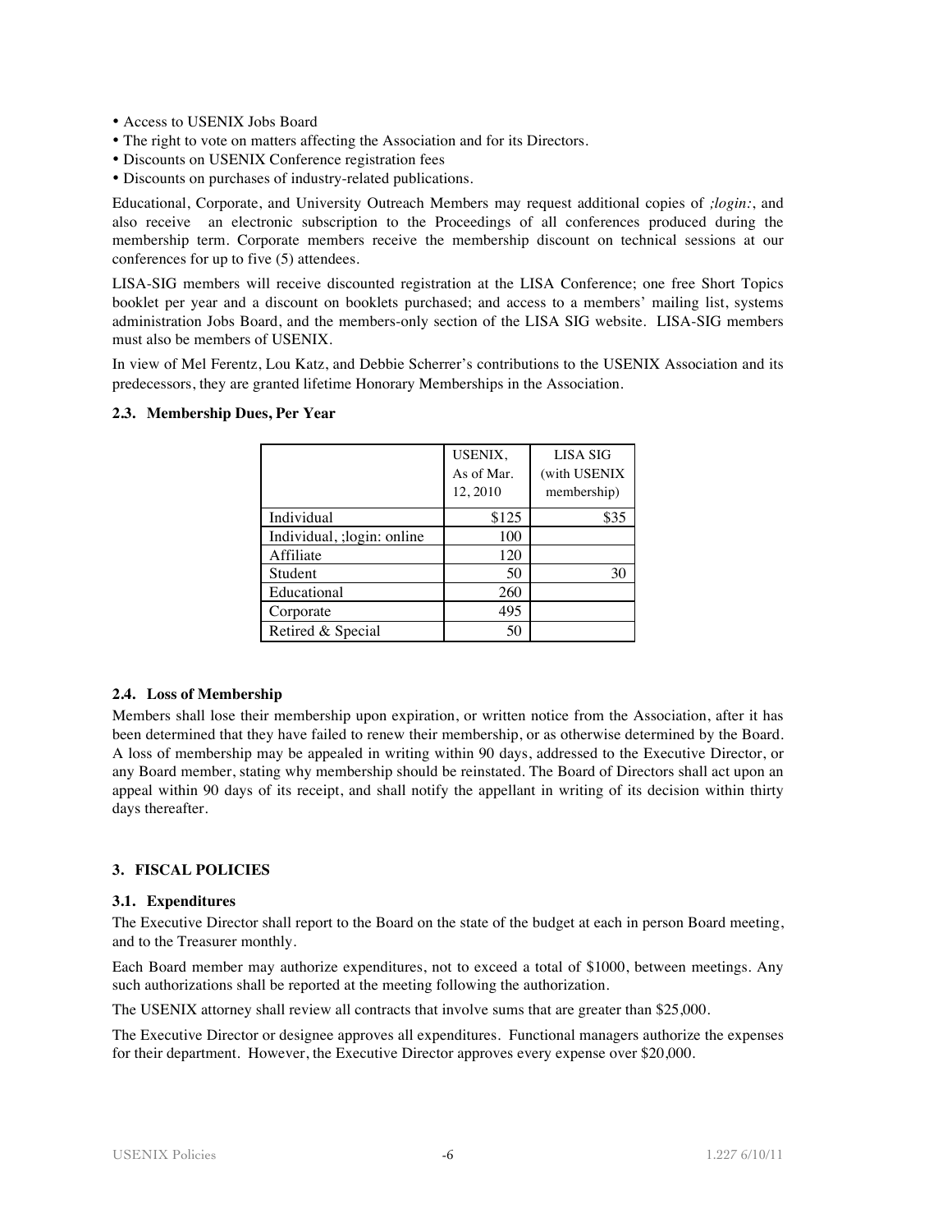- Access to USENIX Jobs Board
- The right to vote on matters affecting the Association and for its Directors.
- Discounts on USENIX Conference registration fees
- Discounts on purchases of industry-related publications.

Educational, Corporate, and University Outreach Members may request additional copies of *;login:*, and also receive an electronic subscription to the Proceedings of all conferences produced during the membership term. Corporate members receive the membership discount on technical sessions at our conferences for up to five (5) attendees.

LISA-SIG members will receive discounted registration at the LISA Conference; one free Short Topics booklet per year and a discount on booklets purchased; and access to a members' mailing list, systems administration Jobs Board, and the members-only section of the LISA SIG website. LISA-SIG members must also be members of USENIX.

In view of Mel Ferentz, Lou Katz, and Debbie Scherrer's contributions to the USENIX Association and its predecessors, they are granted lifetime Honorary Memberships in the Association.

### 2.3. Membership Dues, Per Year

| | USENIX, As of Mar. 12, 2010 | LISA SIG (with USENIX membership) |
|---|---|---|
| Individual | $125 | $35 |
| Individual, ;login: online | 100 | |
| Affiliate | 120 | |
| Student | 50 | 30 |
| Educational | 260 | |
| Corporate | 495 | |
| Retired & Special | 50 | |

### 2.4. Loss of Membership

Members shall lose their membership upon expiration, or written notice from the Association, after it has been determined that they have failed to renew their membership, or as otherwise determined by the Board. A loss of membership may be appealed in writing within 90 days, addressed to the Executive Director, or any Board member, stating why membership should be reinstated. The Board of Directors shall act upon an appeal within 90 days of its receipt, and shall notify the appellant in writing of its decision within thirty days thereafter.

## 3. FISCAL POLICIES

### 3.1. Expenditures

The Executive Director shall report to the Board on the state of the budget at each in person Board meeting, and to the Treasurer monthly.

Each Board member may authorize expenditures, not to exceed a total of $1000, between meetings. Any such authorizations shall be reported at the meeting following the authorization.

The USENIX attorney shall review all contracts that involve sums that are greater than $25,000.

The Executive Director or designee approves all expenditures. Functional managers authorize the expenses for their department. However, the Executive Director approves every expense over $20,000.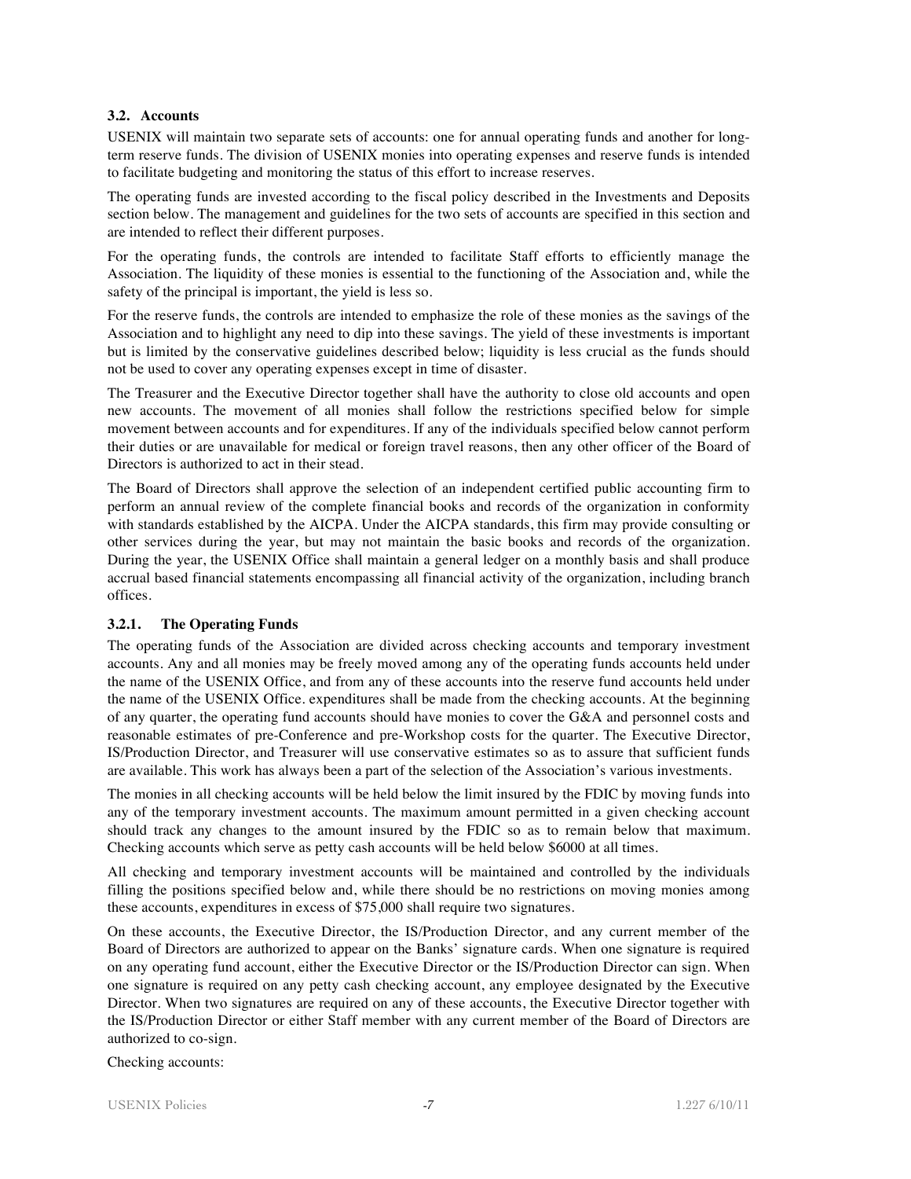### 3.2. Accounts

USENIX will maintain two separate sets of accounts: one for annual operating funds and another for long-term reserve funds. The division of USENIX monies into operating expenses and reserve funds is intended to facilitate budgeting and monitoring the status of this effort to increase reserves.

The operating funds are invested according to the fiscal policy described in the Investments and Deposits section below. The management and guidelines for the two sets of accounts are specified in this section and are intended to reflect their different purposes.

For the operating funds, the controls are intended to facilitate Staff efforts to efficiently manage the Association. The liquidity of these monies is essential to the functioning of the Association and, while the safety of the principal is important, the yield is less so.

For the reserve funds, the controls are intended to emphasize the role of these monies as the savings of the Association and to highlight any need to dip into these savings. The yield of these investments is important but is limited by the conservative guidelines described below; liquidity is less crucial as the funds should not be used to cover any operating expenses except in time of disaster.

The Treasurer and the Executive Director together shall have the authority to close old accounts and open new accounts. The movement of all monies shall follow the restrictions specified below for simple movement between accounts and for expenditures. If any of the individuals specified below cannot perform their duties or are unavailable for medical or foreign travel reasons, then any other officer of the Board of Directors is authorized to act in their stead.

The Board of Directors shall approve the selection of an independent certified public accounting firm to perform an annual review of the complete financial books and records of the organization in conformity with standards established by the AICPA. Under the AICPA standards, this firm may provide consulting or other services during the year, but may not maintain the basic books and records of the organization. During the year, the USENIX Office shall maintain a general ledger on a monthly basis and shall produce accrual based financial statements encompassing all financial activity of the organization, including branch offices.

#### 3.2.1. The Operating Funds

The operating funds of the Association are divided across checking accounts and temporary investment accounts. Any and all monies may be freely moved among any of the operating funds accounts held under the name of the USENIX Office, and from any of these accounts into the reserve fund accounts held under the name of the USENIX Office. expenditures shall be made from the checking accounts. At the beginning of any quarter, the operating fund accounts should have monies to cover the G&A and personnel costs and reasonable estimates of pre-Conference and pre-Workshop costs for the quarter. The Executive Director, IS/Production Director, and Treasurer will use conservative estimates so as to assure that sufficient funds are available. This work has always been a part of the selection of the Association's various investments.

The monies in all checking accounts will be held below the limit insured by the FDIC by moving funds into any of the temporary investment accounts. The maximum amount permitted in a given checking account should track any changes to the amount insured by the FDIC so as to remain below that maximum. Checking accounts which serve as petty cash accounts will be held below $6000 at all times.

All checking and temporary investment accounts will be maintained and controlled by the individuals filling the positions specified below and, while there should be no restrictions on moving monies among these accounts, expenditures in excess of $75,000 shall require two signatures.

On these accounts, the Executive Director, the IS/Production Director, and any current member of the Board of Directors are authorized to appear on the Banks' signature cards. When one signature is required on any operating fund account, either the Executive Director or the IS/Production Director can sign. When one signature is required on any petty cash checking account, any employee designated by the Executive Director. When two signatures are required on any of these accounts, the Executive Director together with the IS/Production Director or either Staff member with any current member of the Board of Directors are authorized to co-sign.

Checking accounts: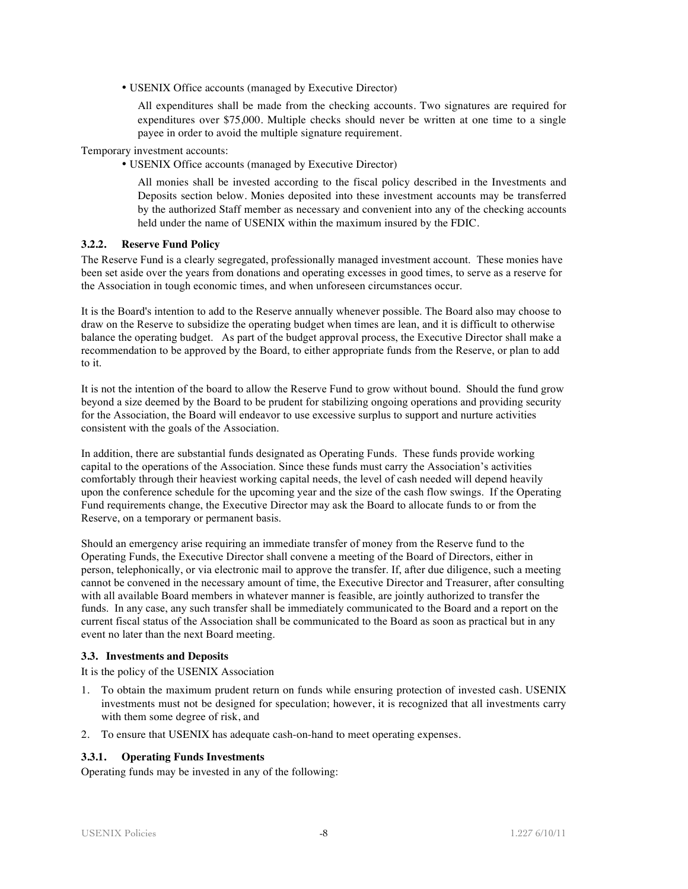- USENIX Office accounts (managed by Executive Director)

  All expenditures shall be made from the checking accounts. Two signatures are required for expenditures over $75,000. Multiple checks should never be written at one time to a single payee in order to avoid the multiple signature requirement.

Temporary investment accounts:

- USENIX Office accounts (managed by Executive Director)

  All monies shall be invested according to the fiscal policy described in the Investments and Deposits section below. Monies deposited into these investment accounts may be transferred by the authorized Staff member as necessary and convenient into any of the checking accounts held under the name of USENIX within the maximum insured by the FDIC.

#### 3.2.2. Reserve Fund Policy

The Reserve Fund is a clearly segregated, professionally managed investment account. These monies have been set aside over the years from donations and operating excesses in good times, to serve as a reserve for the Association in tough economic times, and when unforeseen circumstances occur.

It is the Board's intention to add to the Reserve annually whenever possible. The Board also may choose to draw on the Reserve to subsidize the operating budget when times are lean, and it is difficult to otherwise balance the operating budget. As part of the budget approval process, the Executive Director shall make a recommendation to be approved by the Board, to either appropriate funds from the Reserve, or plan to add to it.

It is not the intention of the board to allow the Reserve Fund to grow without bound. Should the fund grow beyond a size deemed by the Board to be prudent for stabilizing ongoing operations and providing security for the Association, the Board will endeavor to use excessive surplus to support and nurture activities consistent with the goals of the Association.

In addition, there are substantial funds designated as Operating Funds. These funds provide working capital to the operations of the Association. Since these funds must carry the Association's activities comfortably through their heaviest working capital needs, the level of cash needed will depend heavily upon the conference schedule for the upcoming year and the size of the cash flow swings. If the Operating Fund requirements change, the Executive Director may ask the Board to allocate funds to or from the Reserve, on a temporary or permanent basis.

Should an emergency arise requiring an immediate transfer of money from the Reserve fund to the Operating Funds, the Executive Director shall convene a meeting of the Board of Directors, either in person, telephonically, or via electronic mail to approve the transfer. If, after due diligence, such a meeting cannot be convened in the necessary amount of time, the Executive Director and Treasurer, after consulting with all available Board members in whatever manner is feasible, are jointly authorized to transfer the funds. In any case, any such transfer shall be immediately communicated to the Board and a report on the current fiscal status of the Association shall be communicated to the Board as soon as practical but in any event no later than the next Board meeting.

### 3.3. Investments and Deposits

It is the policy of the USENIX Association

1. To obtain the maximum prudent return on funds while ensuring protection of invested cash. USENIX investments must not be designed for speculation; however, it is recognized that all investments carry with them some degree of risk, and
2. To ensure that USENIX has adequate cash-on-hand to meet operating expenses.

#### 3.3.1. Operating Funds Investments

Operating funds may be invested in any of the following: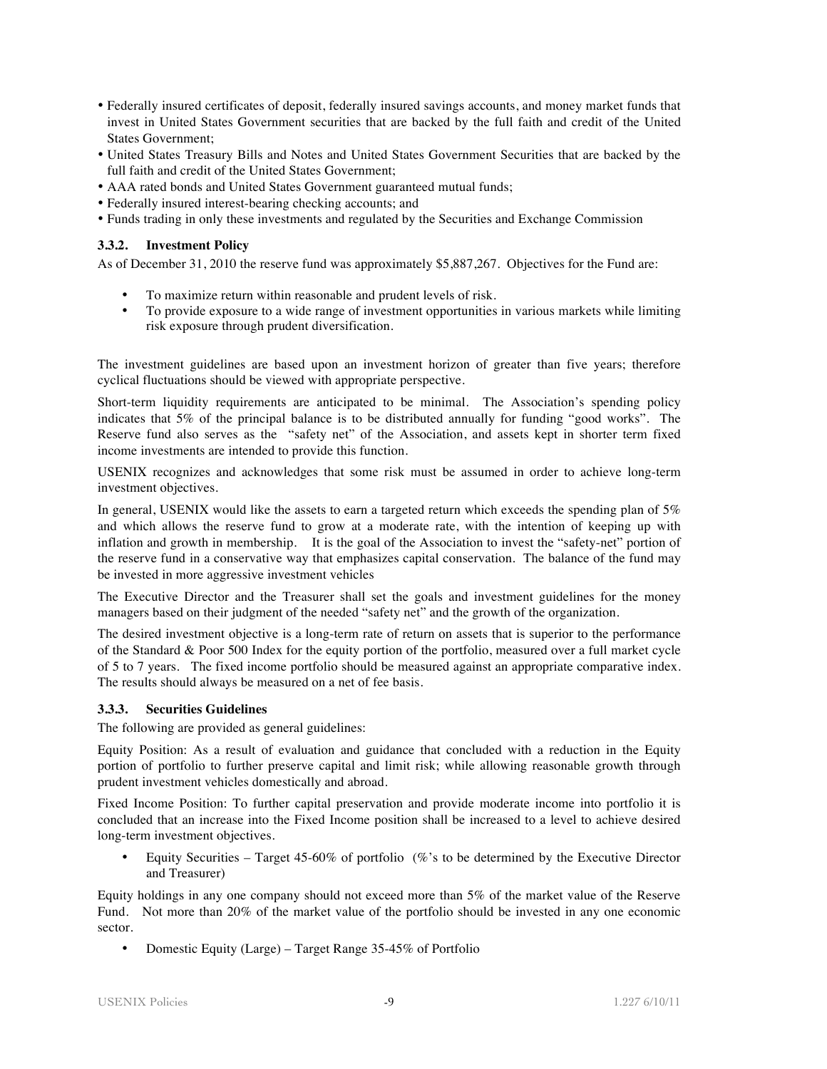- Federally insured certificates of deposit, federally insured savings accounts, and money market funds that invest in United States Government securities that are backed by the full faith and credit of the United States Government;
- United States Treasury Bills and Notes and United States Government Securities that are backed by the full faith and credit of the United States Government;
- AAA rated bonds and United States Government guaranteed mutual funds;
- Federally insured interest-bearing checking accounts; and
- Funds trading in only these investments and regulated by the Securities and Exchange Commission

### 3.3.2. Investment Policy

As of December 31, 2010 the reserve fund was approximately $5,887,267. Objectives for the Fund are:

- To maximize return within reasonable and prudent levels of risk.
- To provide exposure to a wide range of investment opportunities in various markets while limiting risk exposure through prudent diversification.

The investment guidelines are based upon an investment horizon of greater than five years; therefore cyclical fluctuations should be viewed with appropriate perspective.

Short-term liquidity requirements are anticipated to be minimal. The Association's spending policy indicates that 5% of the principal balance is to be distributed annually for funding "good works". The Reserve fund also serves as the "safety net" of the Association, and assets kept in shorter term fixed income investments are intended to provide this function.

USENIX recognizes and acknowledges that some risk must be assumed in order to achieve long-term investment objectives.

In general, USENIX would like the assets to earn a targeted return which exceeds the spending plan of 5% and which allows the reserve fund to grow at a moderate rate, with the intention of keeping up with inflation and growth in membership. It is the goal of the Association to invest the "safety-net" portion of the reserve fund in a conservative way that emphasizes capital conservation. The balance of the fund may be invested in more aggressive investment vehicles

The Executive Director and the Treasurer shall set the goals and investment guidelines for the money managers based on their judgment of the needed "safety net" and the growth of the organization.

The desired investment objective is a long-term rate of return on assets that is superior to the performance of the Standard & Poor 500 Index for the equity portion of the portfolio, measured over a full market cycle of 5 to 7 years. The fixed income portfolio should be measured against an appropriate comparative index. The results should always be measured on a net of fee basis.

### 3.3.3. Securities Guidelines

The following are provided as general guidelines:

Equity Position: As a result of evaluation and guidance that concluded with a reduction in the Equity portion of portfolio to further preserve capital and limit risk; while allowing reasonable growth through prudent investment vehicles domestically and abroad.

Fixed Income Position: To further capital preservation and provide moderate income into portfolio it is concluded that an increase into the Fixed Income position shall be increased to a level to achieve desired long-term investment objectives.

- Equity Securities – Target 45-60% of portfolio (%'s to be determined by the Executive Director and Treasurer)

Equity holdings in any one company should not exceed more than 5% of the market value of the Reserve Fund. Not more than 20% of the market value of the portfolio should be invested in any one economic sector.

- Domestic Equity (Large) – Target Range 35-45% of Portfolio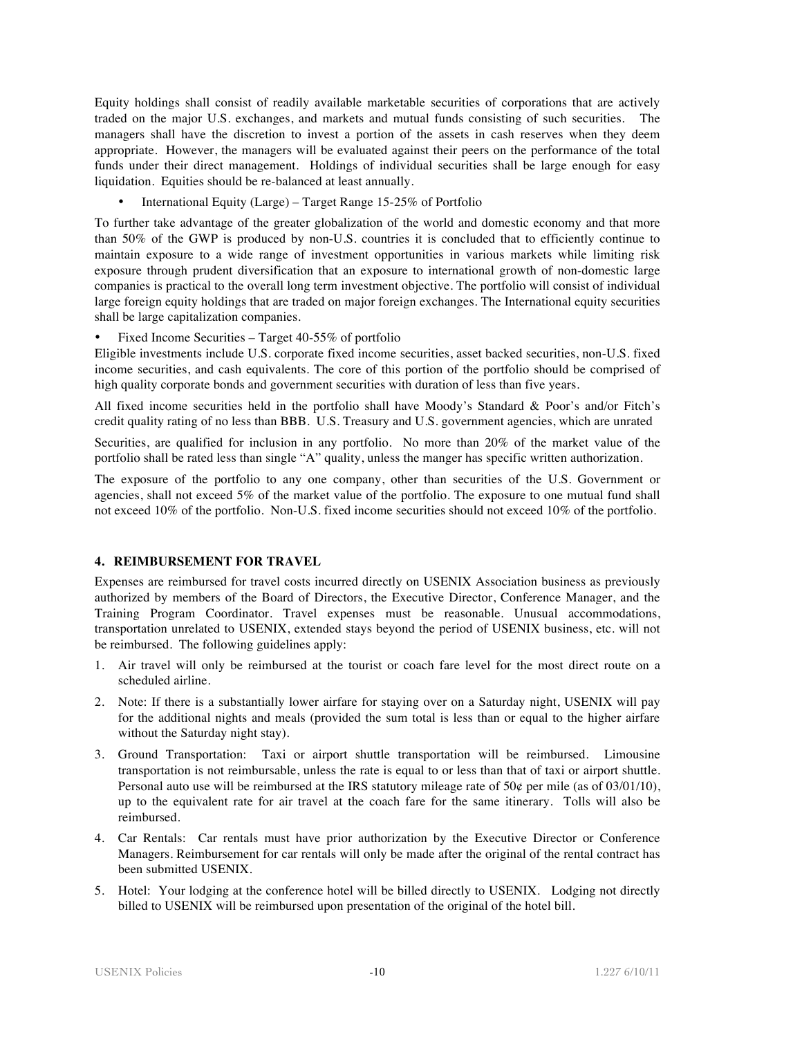Equity holdings shall consist of readily available marketable securities of corporations that are actively traded on the major U.S. exchanges, and markets and mutual funds consisting of such securities. The managers shall have the discretion to invest a portion of the assets in cash reserves when they deem appropriate. However, the managers will be evaluated against their peers on the performance of the total funds under their direct management. Holdings of individual securities shall be large enough for easy liquidation. Equities should be re-balanced at least annually.

- International Equity (Large) – Target Range 15-25% of Portfolio

To further take advantage of the greater globalization of the world and domestic economy and that more than 50% of the GWP is produced by non-U.S. countries it is concluded that to efficiently continue to maintain exposure to a wide range of investment opportunities in various markets while limiting risk exposure through prudent diversification that an exposure to international growth of non-domestic large companies is practical to the overall long term investment objective. The portfolio will consist of individual large foreign equity holdings that are traded on major foreign exchanges. The International equity securities shall be large capitalization companies.

- Fixed Income Securities – Target 40-55% of portfolio

Eligible investments include U.S. corporate fixed income securities, asset backed securities, non-U.S. fixed income securities, and cash equivalents. The core of this portion of the portfolio should be comprised of high quality corporate bonds and government securities with duration of less than five years.

All fixed income securities held in the portfolio shall have Moody's Standard & Poor's and/or Fitch's credit quality rating of no less than BBB. U.S. Treasury and U.S. government agencies, which are unrated

Securities, are qualified for inclusion in any portfolio. No more than 20% of the market value of the portfolio shall be rated less than single "A" quality, unless the manger has specific written authorization.

The exposure of the portfolio to any one company, other than securities of the U.S. Government or agencies, shall not exceed 5% of the market value of the portfolio. The exposure to one mutual fund shall not exceed 10% of the portfolio. Non-U.S. fixed income securities should not exceed 10% of the portfolio.

## 4. REIMBURSEMENT FOR TRAVEL

Expenses are reimbursed for travel costs incurred directly on USENIX Association business as previously authorized by members of the Board of Directors, the Executive Director, Conference Manager, and the Training Program Coordinator. Travel expenses must be reasonable. Unusual accommodations, transportation unrelated to USENIX, extended stays beyond the period of USENIX business, etc. will not be reimbursed. The following guidelines apply:

1. Air travel will only be reimbursed at the tourist or coach fare level for the most direct route on a scheduled airline.
2. Note: If there is a substantially lower airfare for staying over on a Saturday night, USENIX will pay for the additional nights and meals (provided the sum total is less than or equal to the higher airfare without the Saturday night stay).
3. Ground Transportation: Taxi or airport shuttle transportation will be reimbursed. Limousine transportation is not reimbursable, unless the rate is equal to or less than that of taxi or airport shuttle. Personal auto use will be reimbursed at the IRS statutory mileage rate of 50¢ per mile (as of 03/01/10), up to the equivalent rate for air travel at the coach fare for the same itinerary. Tolls will also be reimbursed.
4. Car Rentals: Car rentals must have prior authorization by the Executive Director or Conference Managers. Reimbursement for car rentals will only be made after the original of the rental contract has been submitted USENIX.
5. Hotel: Your lodging at the conference hotel will be billed directly to USENIX. Lodging not directly billed to USENIX will be reimbursed upon presentation of the original of the hotel bill.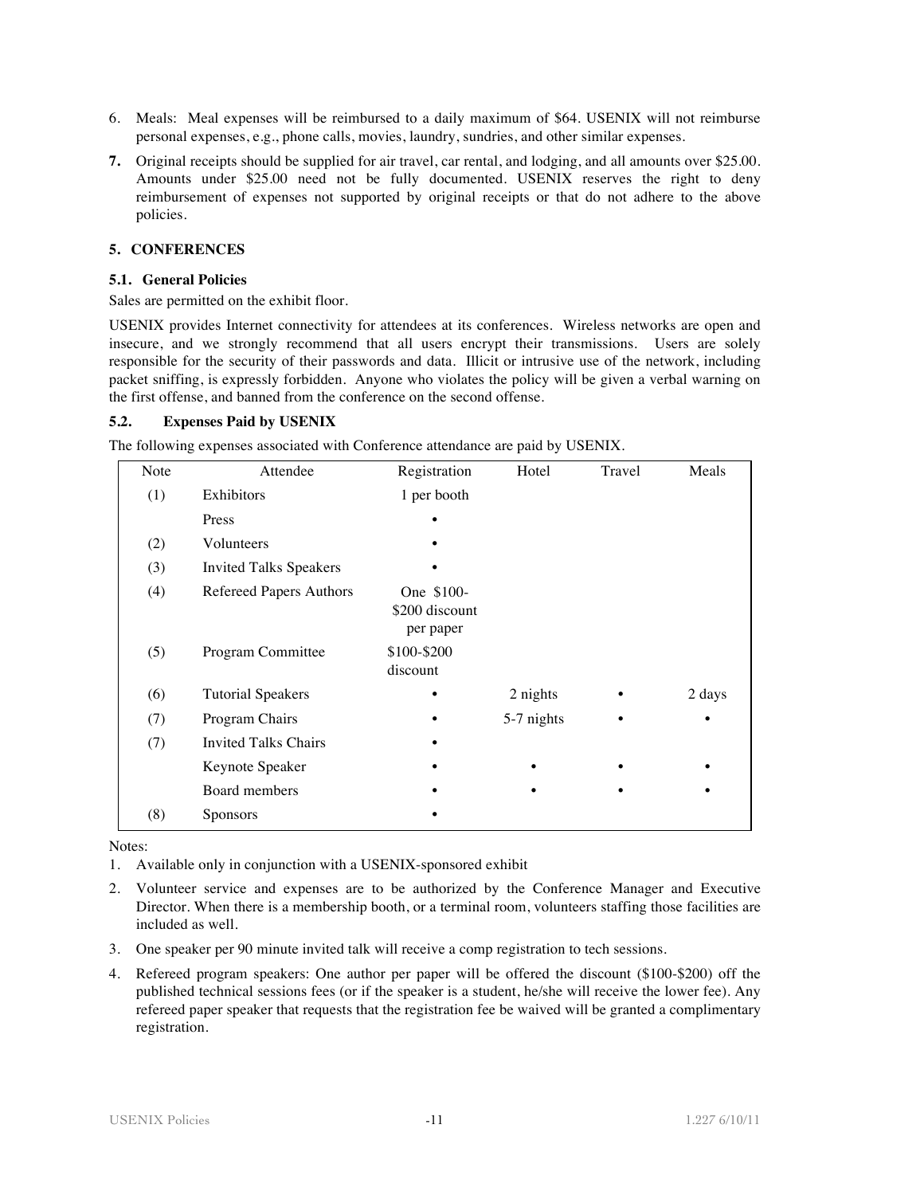6. Meals: Meal expenses will be reimbursed to a daily maximum of $64. USENIX will not reimburse personal expenses, e.g., phone calls, movies, laundry, sundries, and other similar expenses.
7. Original receipts should be supplied for air travel, car rental, and lodging, and all amounts over $25.00. Amounts under $25.00 need not be fully documented. USENIX reserves the right to deny reimbursement of expenses not supported by original receipts or that do not adhere to the above policies.

## 5. CONFERENCES

### 5.1. General Policies

Sales are permitted on the exhibit floor.

USENIX provides Internet connectivity for attendees at its conferences. Wireless networks are open and insecure, and we strongly recommend that all users encrypt their transmissions. Users are solely responsible for the security of their passwords and data. Illicit or intrusive use of the network, including packet sniffing, is expressly forbidden. Anyone who violates the policy will be given a verbal warning on the first offense, and banned from the conference on the second offense.

### 5.2. Expenses Paid by USENIX

The following expenses associated with Conference attendance are paid by USENIX.

| Note | Attendee | Registration | Hotel | Travel | Meals |
|---|---|---|---|---|---|
| (1) | Exhibitors | 1 per booth | | | |
| | Press | • | | | |
| (2) | Volunteers | • | | | |
| (3) | Invited Talks Speakers | • | | | |
| (4) | Refereed Papers Authors | One $100-$200 discount per paper | | | |
| (5) | Program Committee | $100-$200 discount | | | |
| (6) | Tutorial Speakers | • | 2 nights | • | 2 days |
| (7) | Program Chairs | • | 5-7 nights | • | • |
| (7) | Invited Talks Chairs | • | | | |
| | Keynote Speaker | • | • | • | • |
| | Board members | • | • | • | • |
| (8) | Sponsors | • | | | |

Notes:

1. Available only in conjunction with a USENIX-sponsored exhibit
2. Volunteer service and expenses are to be authorized by the Conference Manager and Executive Director. When there is a membership booth, or a terminal room, volunteers staffing those facilities are included as well.
3. One speaker per 90 minute invited talk will receive a comp registration to tech sessions.
4. Refereed program speakers: One author per paper will be offered the discount ($100-$200) off the published technical sessions fees (or if the speaker is a student, he/she will receive the lower fee). Any refereed paper speaker that requests that the registration fee be waived will be granted a complimentary registration.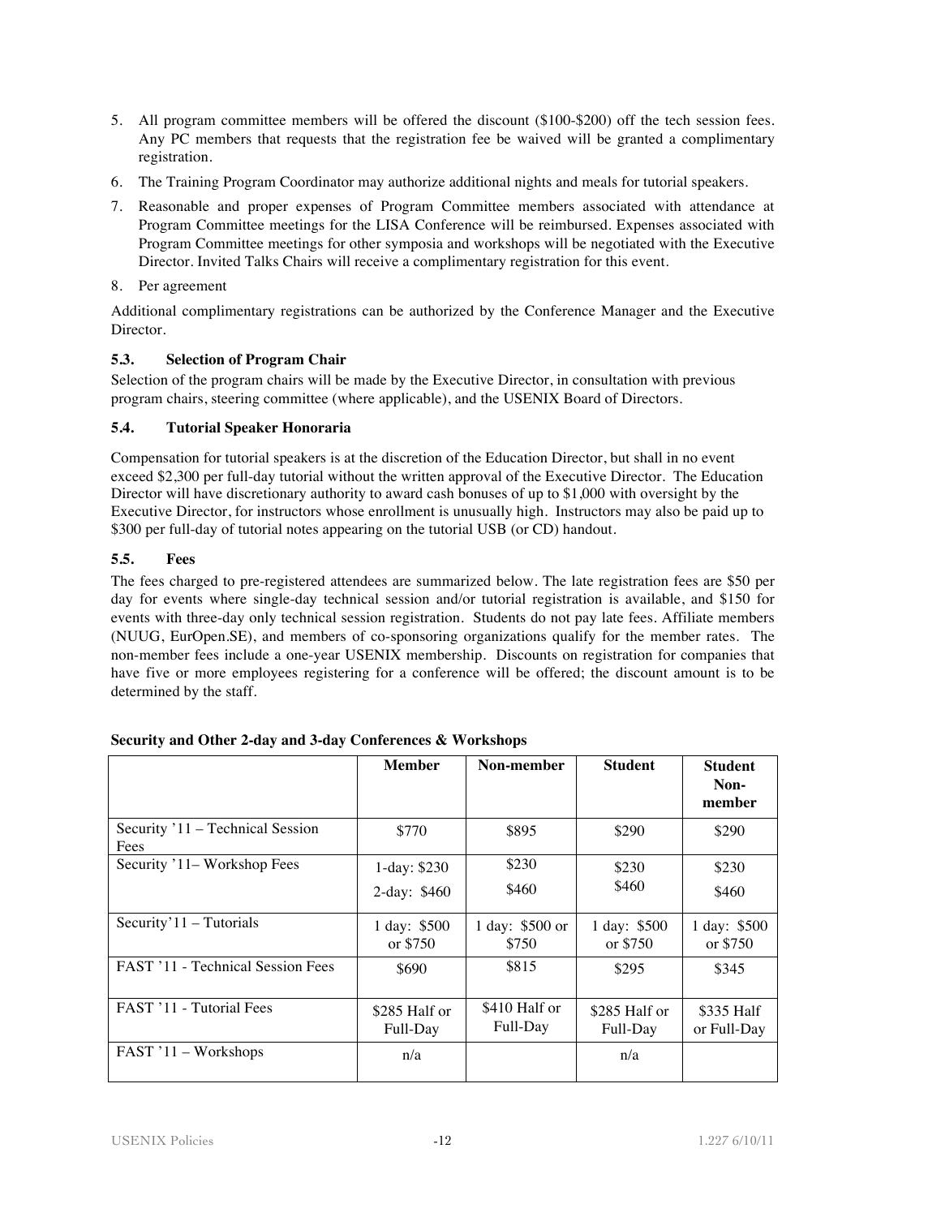5. All program committee members will be offered the discount ($100-$200) off the tech session fees. Any PC members that requests that the registration fee be waived will be granted a complimentary registration.
6. The Training Program Coordinator may authorize additional nights and meals for tutorial speakers.
7. Reasonable and proper expenses of Program Committee members associated with attendance at Program Committee meetings for the LISA Conference will be reimbursed. Expenses associated with Program Committee meetings for other symposia and workshops will be negotiated with the Executive Director. Invited Talks Chairs will receive a complimentary registration for this event.
8. Per agreement

Additional complimentary registrations can be authorized by the Conference Manager and the Executive Director.

### 5.3. Selection of Program Chair

Selection of the program chairs will be made by the Executive Director, in consultation with previous program chairs, steering committee (where applicable), and the USENIX Board of Directors.

### 5.4. Tutorial Speaker Honoraria

Compensation for tutorial speakers is at the discretion of the Education Director, but shall in no event exceed $2,300 per full-day tutorial without the written approval of the Executive Director. The Education Director will have discretionary authority to award cash bonuses of up to $1,000 with oversight by the Executive Director, for instructors whose enrollment is unusually high. Instructors may also be paid up to $300 per full-day of tutorial notes appearing on the tutorial USB (or CD) handout.

### 5.5. Fees

The fees charged to pre-registered attendees are summarized below. The late registration fees are $50 per day for events where single-day technical session and/or tutorial registration is available, and $150 for events with three-day only technical session registration. Students do not pay late fees. Affiliate members (NUUG, EurOpen.SE), and members of co-sponsoring organizations qualify for the member rates. The non-member fees include a one-year USENIX membership. Discounts on registration for companies that have five or more employees registering for a conference will be offered; the discount amount is to be determined by the staff.

**Security and Other 2-day and 3-day Conferences & Workshops**

| | Member | Non-member | Student | Student Non-member |
|---|---|---|---|---|
| Security '11 – Technical Session Fees | $770 | $895 | $290 | $290 |
| Security '11– Workshop Fees | 1-day: $230<br>2-day: $460 | $230<br>$460 | $230<br>$460 | $230<br>$460 |
| Security'11 – Tutorials | 1 day: $500 or $750 | 1 day: $500 or $750 | 1 day: $500 or $750 | 1 day: $500 or $750 |
| FAST '11 - Technical Session Fees | $690 | $815 | $295 | $345 |
| FAST '11 - Tutorial Fees | $285 Half or Full-Day | $410 Half or Full-Day | $285 Half or Full-Day | $335 Half or Full-Day |
| FAST '11 – Workshops | n/a | | n/a | |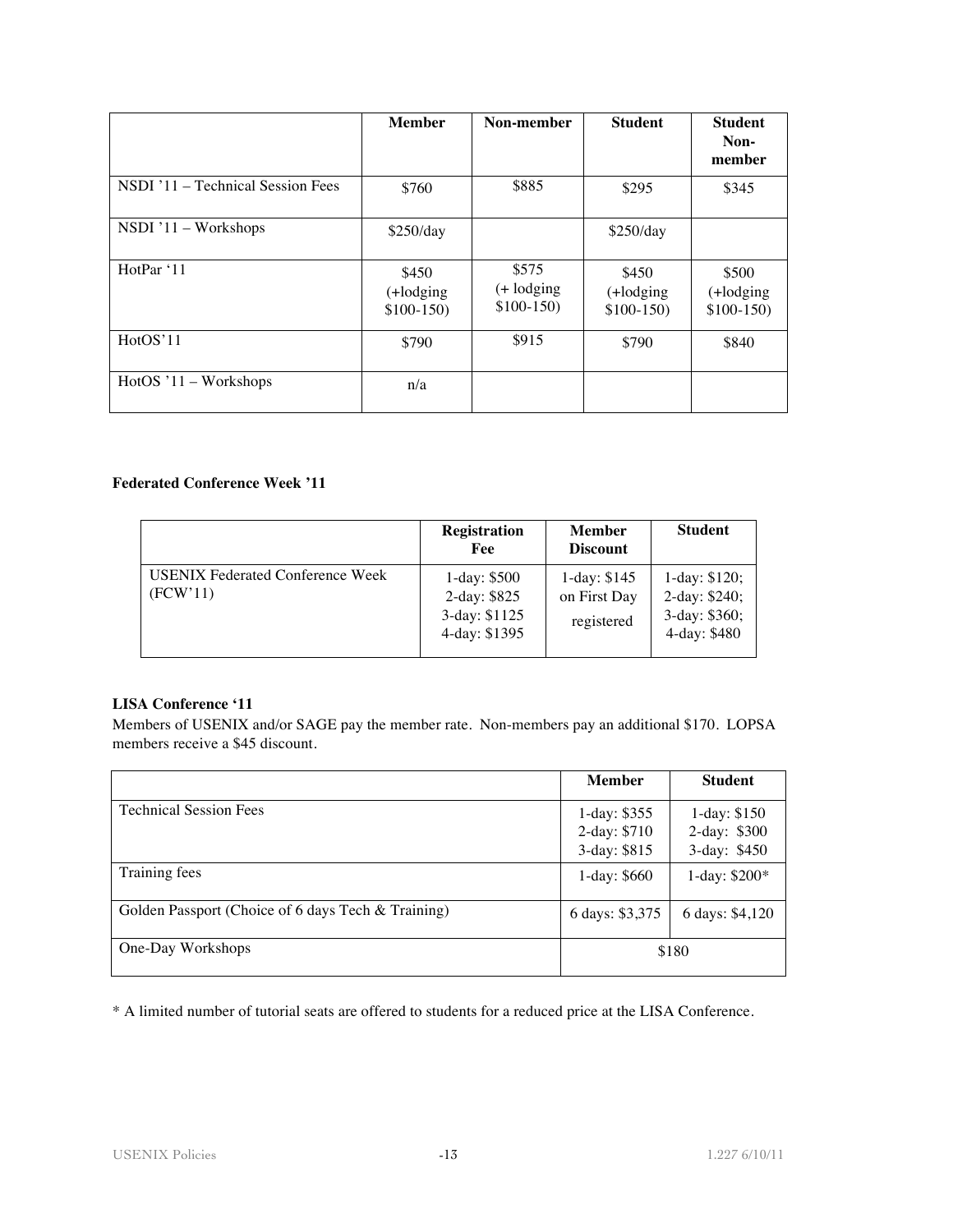| | Member | Non-member | Student | Student Non-member |
|---|---|---|---|---|
| NSDI '11 – Technical Session Fees | $760 | $885 | $295 | $345 |
| NSDI '11 – Workshops | $250/day | | $250/day | |
| HotPar '11 | $450 (+lodging $100-150) | $575 (+ lodging $100-150) | $450 (+lodging $100-150) | $500 (+lodging $100-150) |
| HotOS'11 | $790 | $915 | $790 | $840 |
| HotOS '11 – Workshops | n/a | | | |

**Federated Conference Week '11**

| | Registration Fee | Member Discount | Student |
|---|---|---|---|
| USENIX Federated Conference Week (FCW'11) | 1-day: $500<br>2-day: $825<br>3-day: $1125<br>4-day: $1395 | 1-day: $145 on First Day registered | 1-day: $120;<br>2-day: $240;<br>3-day: $360;<br>4-day: $480 |

**LISA Conference '11**

Members of USENIX and/or SAGE pay the member rate. Non-members pay an additional $170. LOPSA members receive a $45 discount.

| | Member | Student |
|---|---|---|
| Technical Session Fees | 1-day: $355<br>2-day: $710<br>3-day: $815 | 1-day: $150<br>2-day: $300<br>3-day: $450 |
| Training fees | 1-day: $660 | 1-day: $200* |
| Golden Passport (Choice of 6 days Tech & Training) | 6 days: $3,375 | 6 days: $4,120 |
| One-Day Workshops | $180 | |

* A limited number of tutorial seats are offered to students for a reduced price at the LISA Conference.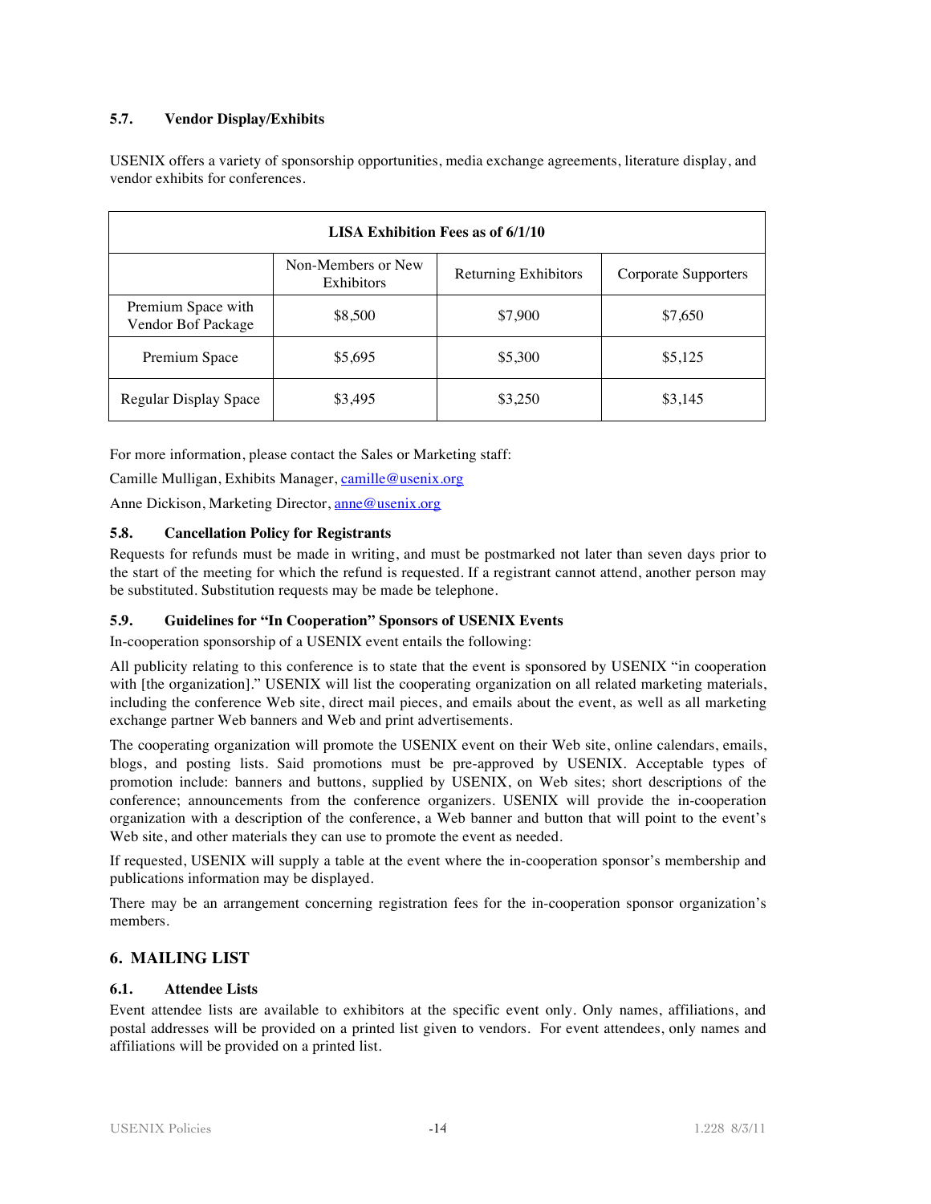### 5.7. Vendor Display/Exhibits

USENIX offers a variety of sponsorship opportunities, media exchange agreements, literature display, and vendor exhibits for conferences.

| LISA Exhibition Fees as of 6/1/10 | | | |
|---|---|---|---|
| | Non-Members or New Exhibitors | Returning Exhibitors | Corporate Supporters |
| Premium Space with Vendor Bof Package | $8,500 | $7,900 | $7,650 |
| Premium Space | $5,695 | $5,300 | $5,125 |
| Regular Display Space | $3,495 | $3,250 | $3,145 |

For more information, please contact the Sales or Marketing staff:

Camille Mulligan, Exhibits Manager, camille@usenix.org

Anne Dickison, Marketing Director, anne@usenix.org

### 5.8. Cancellation Policy for Registrants

Requests for refunds must be made in writing, and must be postmarked not later than seven days prior to the start of the meeting for which the refund is requested. If a registrant cannot attend, another person may be substituted. Substitution requests may be made be telephone.

### 5.9. Guidelines for "In Cooperation" Sponsors of USENIX Events

In-cooperation sponsorship of a USENIX event entails the following:

All publicity relating to this conference is to state that the event is sponsored by USENIX "in cooperation with [the organization]." USENIX will list the cooperating organization on all related marketing materials, including the conference Web site, direct mail pieces, and emails about the event, as well as all marketing exchange partner Web banners and Web and print advertisements.

The cooperating organization will promote the USENIX event on their Web site, online calendars, emails, blogs, and posting lists. Said promotions must be pre-approved by USENIX. Acceptable types of promotion include: banners and buttons, supplied by USENIX, on Web sites; short descriptions of the conference; announcements from the conference organizers. USENIX will provide the in-cooperation organization with a description of the conference, a Web banner and button that will point to the event's Web site, and other materials they can use to promote the event as needed.

If requested, USENIX will supply a table at the event where the in-cooperation sponsor's membership and publications information may be displayed.

There may be an arrangement concerning registration fees for the in-cooperation sponsor organization's members.

## 6. MAILING LIST

### 6.1. Attendee Lists

Event attendee lists are available to exhibitors at the specific event only. Only names, affiliations, and postal addresses will be provided on a printed list given to vendors. For event attendees, only names and affiliations will be provided on a printed list.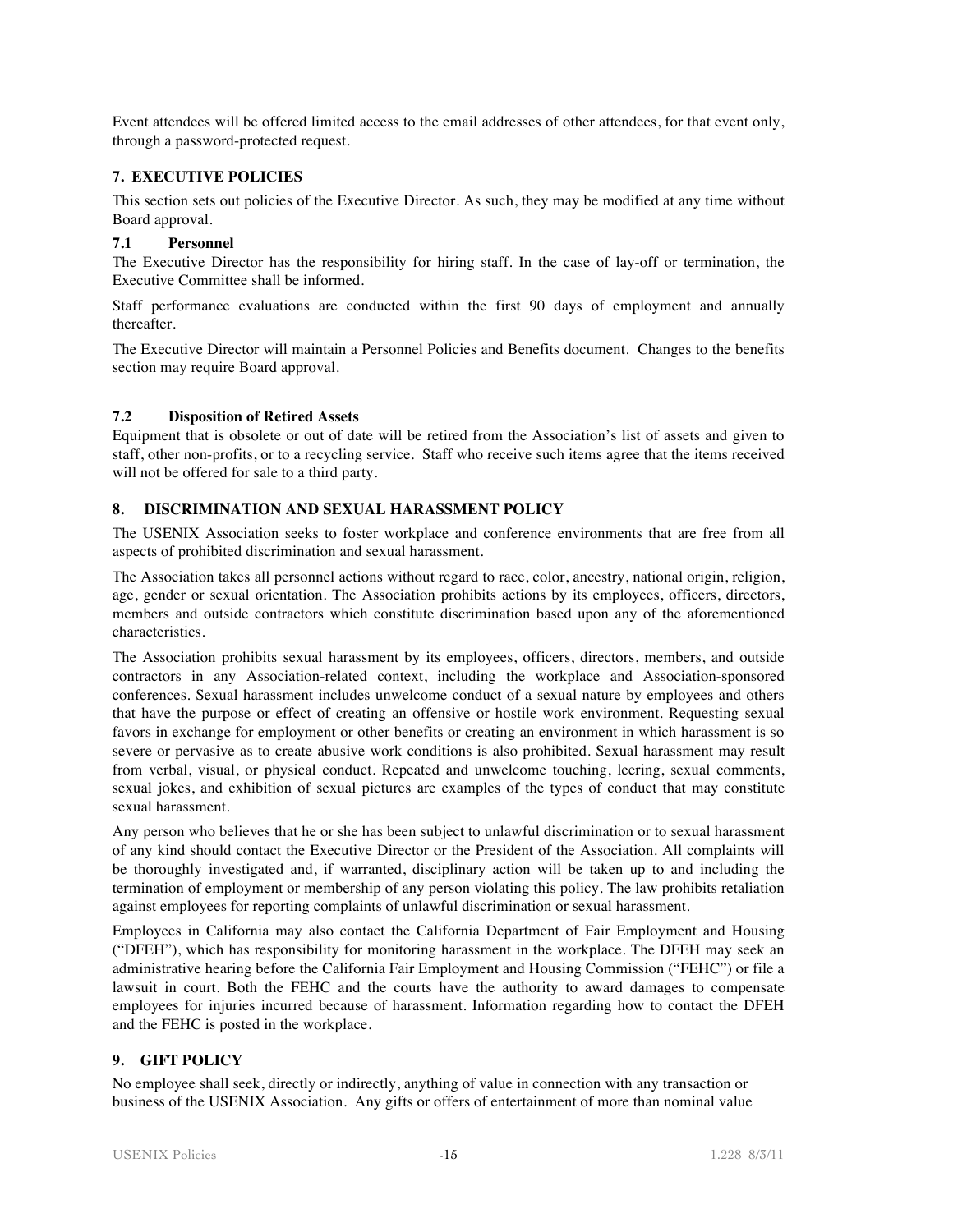Event attendees will be offered limited access to the email addresses of other attendees, for that event only, through a password-protected request.

## 7. EXECUTIVE POLICIES

This section sets out policies of the Executive Director. As such, they may be modified at any time without Board approval.

### 7.1 Personnel

The Executive Director has the responsibility for hiring staff. In the case of lay-off or termination, the Executive Committee shall be informed.

Staff performance evaluations are conducted within the first 90 days of employment and annually thereafter.

The Executive Director will maintain a Personnel Policies and Benefits document. Changes to the benefits section may require Board approval.

### 7.2 Disposition of Retired Assets

Equipment that is obsolete or out of date will be retired from the Association's list of assets and given to staff, other non-profits, or to a recycling service. Staff who receive such items agree that the items received will not be offered for sale to a third party.

## 8. DISCRIMINATION AND SEXUAL HARASSMENT POLICY

The USENIX Association seeks to foster workplace and conference environments that are free from all aspects of prohibited discrimination and sexual harassment.

The Association takes all personnel actions without regard to race, color, ancestry, national origin, religion, age, gender or sexual orientation. The Association prohibits actions by its employees, officers, directors, members and outside contractors which constitute discrimination based upon any of the aforementioned characteristics.

The Association prohibits sexual harassment by its employees, officers, directors, members, and outside contractors in any Association-related context, including the workplace and Association-sponsored conferences. Sexual harassment includes unwelcome conduct of a sexual nature by employees and others that have the purpose or effect of creating an offensive or hostile work environment. Requesting sexual favors in exchange for employment or other benefits or creating an environment in which harassment is so severe or pervasive as to create abusive work conditions is also prohibited. Sexual harassment may result from verbal, visual, or physical conduct. Repeated and unwelcome touching, leering, sexual comments, sexual jokes, and exhibition of sexual pictures are examples of the types of conduct that may constitute sexual harassment.

Any person who believes that he or she has been subject to unlawful discrimination or to sexual harassment of any kind should contact the Executive Director or the President of the Association. All complaints will be thoroughly investigated and, if warranted, disciplinary action will be taken up to and including the termination of employment or membership of any person violating this policy. The law prohibits retaliation against employees for reporting complaints of unlawful discrimination or sexual harassment.

Employees in California may also contact the California Department of Fair Employment and Housing ("DFEH"), which has responsibility for monitoring harassment in the workplace. The DFEH may seek an administrative hearing before the California Fair Employment and Housing Commission ("FEHC") or file a lawsuit in court. Both the FEHC and the courts have the authority to award damages to compensate employees for injuries incurred because of harassment. Information regarding how to contact the DFEH and the FEHC is posted in the workplace.

## 9. GIFT POLICY

No employee shall seek, directly or indirectly, anything of value in connection with any transaction or business of the USENIX Association. Any gifts or offers of entertainment of more than nominal value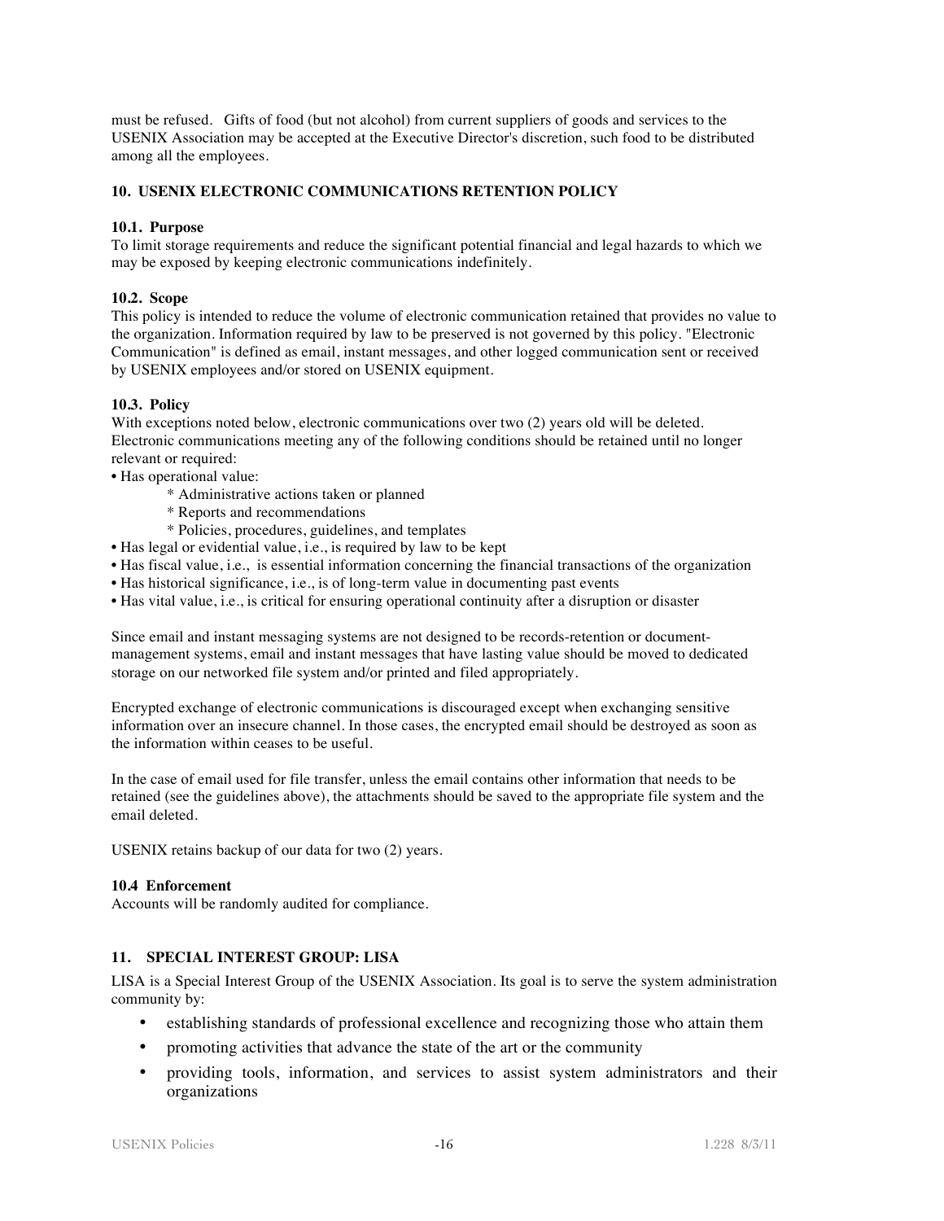must be refused. Gifts of food (but not alcohol) from current suppliers of goods and services to the USENIX Association may be accepted at the Executive Director's discretion, such food to be distributed among all the employees.

## 10. USENIX ELECTRONIC COMMUNICATIONS RETENTION POLICY

### 10.1. Purpose

To limit storage requirements and reduce the significant potential financial and legal hazards to which we may be exposed by keeping electronic communications indefinitely.

### 10.2. Scope

This policy is intended to reduce the volume of electronic communication retained that provides no value to the organization. Information required by law to be preserved is not governed by this policy. "Electronic Communication" is defined as email, instant messages, and other logged communication sent or received by USENIX employees and/or stored on USENIX equipment.

### 10.3. Policy

With exceptions noted below, electronic communications over two (2) years old will be deleted. Electronic communications meeting any of the following conditions should be retained until no longer relevant or required:

- Has operational value:
    - Administrative actions taken or planned
    - Reports and recommendations
    - Policies, procedures, guidelines, and templates
- Has legal or evidential value, i.e., is required by law to be kept
- Has fiscal value, i.e., is essential information concerning the financial transactions of the organization
- Has historical significance, i.e., is of long-term value in documenting past events
- Has vital value, i.e., is critical for ensuring operational continuity after a disruption or disaster

Since email and instant messaging systems are not designed to be records-retention or document-management systems, email and instant messages that have lasting value should be moved to dedicated storage on our networked file system and/or printed and filed appropriately.

Encrypted exchange of electronic communications is discouraged except when exchanging sensitive information over an insecure channel. In those cases, the encrypted email should be destroyed as soon as the information within ceases to be useful.

In the case of email used for file transfer, unless the email contains other information that needs to be retained (see the guidelines above), the attachments should be saved to the appropriate file system and the email deleted.

USENIX retains backup of our data for two (2) years.

### 10.4 Enforcement

Accounts will be randomly audited for compliance.

## 11. SPECIAL INTEREST GROUP: LISA

LISA is a Special Interest Group of the USENIX Association. Its goal is to serve the system administration community by:

- establishing standards of professional excellence and recognizing those who attain them
- promoting activities that advance the state of the art or the community
- providing tools, information, and services to assist system administrators and their organizations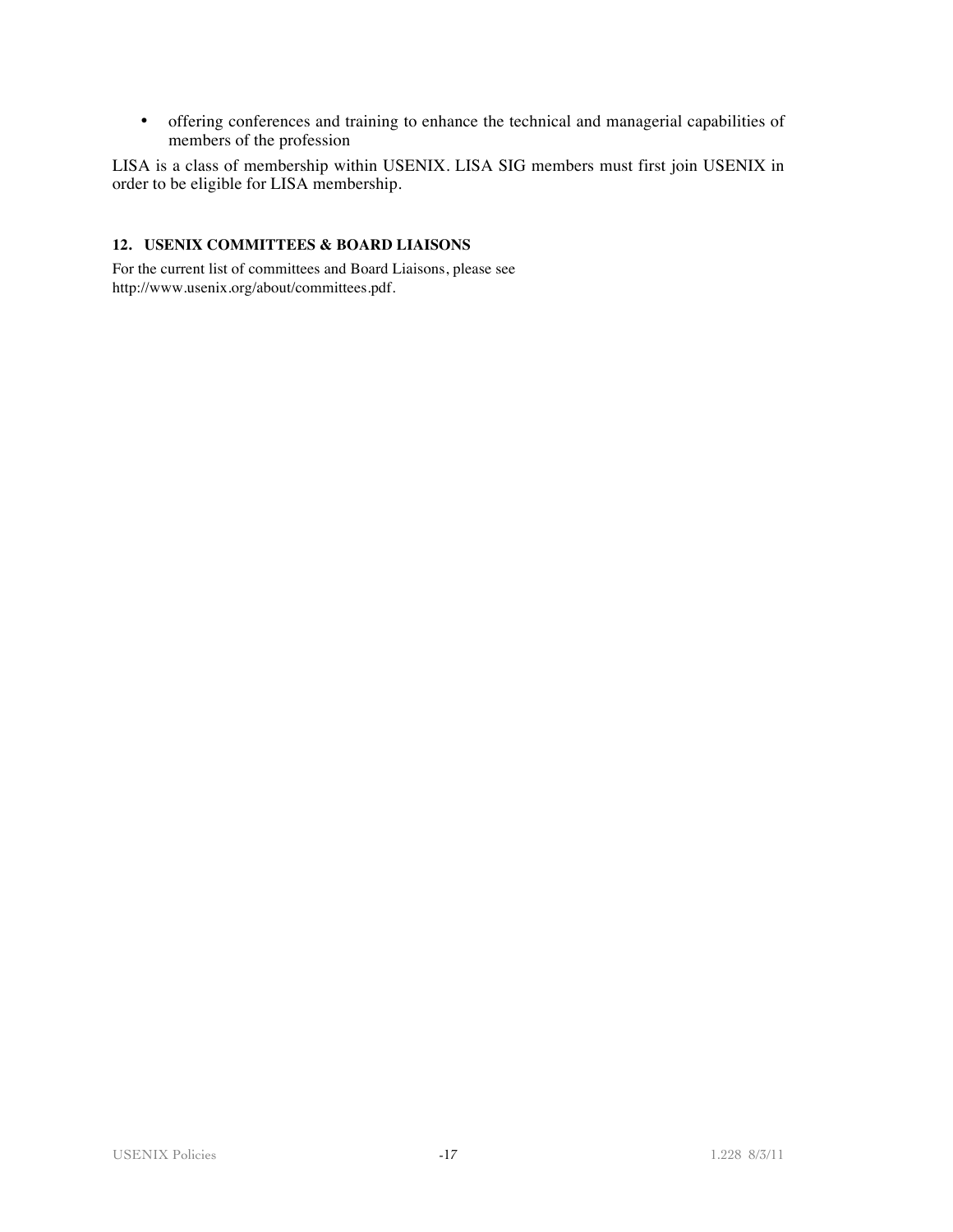- offering conferences and training to enhance the technical and managerial capabilities of members of the profession

LISA is a class of membership within USENIX. LISA SIG members must first join USENIX in order to be eligible for LISA membership.

## 12. USENIX COMMITTEES & BOARD LIAISONS

For the current list of committees and Board Liaisons, please see http://www.usenix.org/about/committees.pdf.